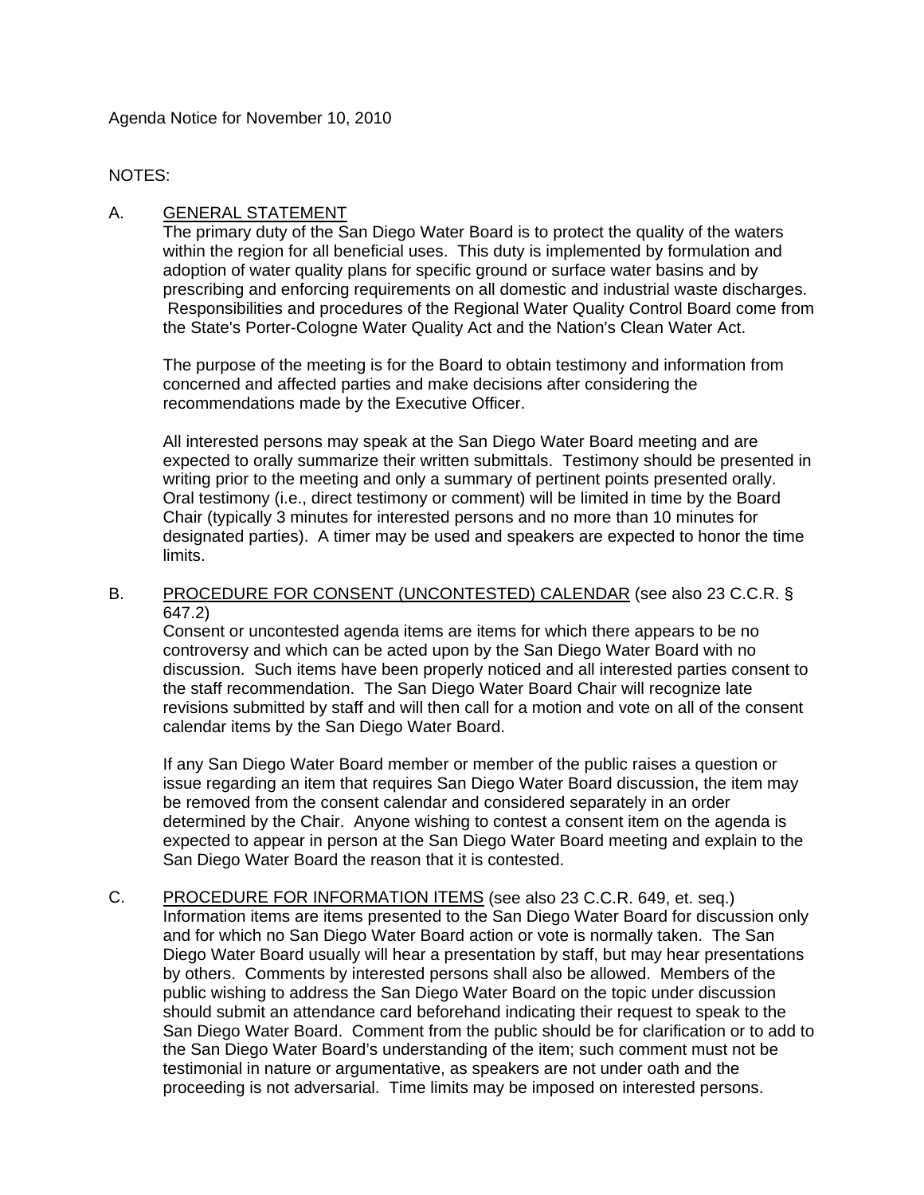Agenda Notice for November 10, 2010

NOTES:

A. GENERAL STATEMENT

The primary duty of the San Diego Water Board is to protect the quality of the waters within the region for all beneficial uses. This duty is implemented by formulation and adoption of water quality plans for specific ground or surface water basins and by prescribing and enforcing requirements on all domestic and industrial waste discharges. Responsibilities and procedures of the Regional Water Quality Control Board come from the State's Porter-Cologne Water Quality Act and the Nation's Clean Water Act.

The purpose of the meeting is for the Board to obtain testimony and information from concerned and affected parties and make decisions after considering the recommendations made by the Executive Officer.

All interested persons may speak at the San Diego Water Board meeting and are expected to orally summarize their written submittals. Testimony should be presented in writing prior to the meeting and only a summary of pertinent points presented orally. Oral testimony (i.e., direct testimony or comment) will be limited in time by the Board Chair (typically 3 minutes for interested persons and no more than 10 minutes for designated parties). A timer may be used and speakers are expected to honor the time limits.

B. PROCEDURE FOR CONSENT (UNCONTESTED) CALENDAR (see also 23 C.C.R. § 647.2)

Consent or uncontested agenda items are items for which there appears to be no controversy and which can be acted upon by the San Diego Water Board with no discussion. Such items have been properly noticed and all interested parties consent to the staff recommendation. The San Diego Water Board Chair will recognize late revisions submitted by staff and will then call for a motion and vote on all of the consent calendar items by the San Diego Water Board.

If any San Diego Water Board member or member of the public raises a question or issue regarding an item that requires San Diego Water Board discussion, the item may be removed from the consent calendar and considered separately in an order determined by the Chair. Anyone wishing to contest a consent item on the agenda is expected to appear in person at the San Diego Water Board meeting and explain to the San Diego Water Board the reason that it is contested.

C. PROCEDURE FOR INFORMATION ITEMS (see also 23 C.C.R. 649, et. seq.)

Information items are items presented to the San Diego Water Board for discussion only and for which no San Diego Water Board action or vote is normally taken. The San Diego Water Board usually will hear a presentation by staff, but may hear presentations by others. Comments by interested persons shall also be allowed. Members of the public wishing to address the San Diego Water Board on the topic under discussion should submit an attendance card beforehand indicating their request to speak to the San Diego Water Board. Comment from the public should be for clarification or to add to the San Diego Water Board's understanding of the item; such comment must not be testimonial in nature or argumentative, as speakers are not under oath and the proceeding is not adversarial. Time limits may be imposed on interested persons.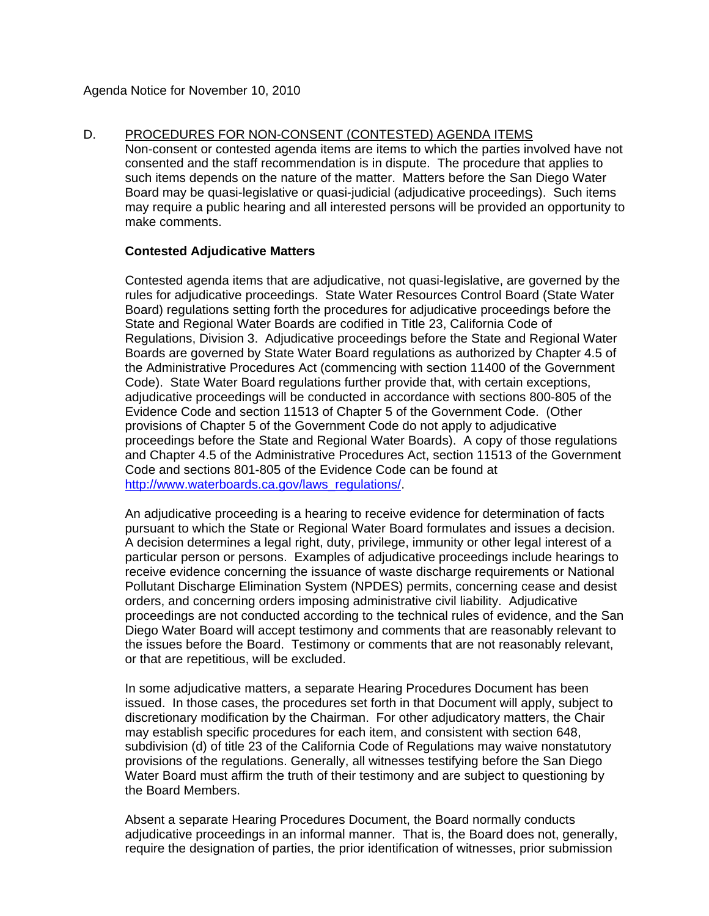Agenda Notice for November 10, 2010

D. PROCEDURES FOR NON-CONSENT (CONTESTED) AGENDA ITEMS

Non-consent or contested agenda items are items to which the parties involved have not consented and the staff recommendation is in dispute. The procedure that applies to such items depends on the nature of the matter. Matters before the San Diego Water Board may be quasi-legislative or quasi-judicial (adjudicative proceedings). Such items may require a public hearing and all interested persons will be provided an opportunity to make comments.

**Contested Adjudicative Matters**

Contested agenda items that are adjudicative, not quasi-legislative, are governed by the rules for adjudicative proceedings. State Water Resources Control Board (State Water Board) regulations setting forth the procedures for adjudicative proceedings before the State and Regional Water Boards are codified in Title 23, California Code of Regulations, Division 3. Adjudicative proceedings before the State and Regional Water Boards are governed by State Water Board regulations as authorized by Chapter 4.5 of the Administrative Procedures Act (commencing with section 11400 of the Government Code). State Water Board regulations further provide that, with certain exceptions, adjudicative proceedings will be conducted in accordance with sections 800-805 of the Evidence Code and section 11513 of Chapter 5 of the Government Code. (Other provisions of Chapter 5 of the Government Code do not apply to adjudicative proceedings before the State and Regional Water Boards). A copy of those regulations and Chapter 4.5 of the Administrative Procedures Act, section 11513 of the Government Code and sections 801-805 of the Evidence Code can be found at http://www.waterboards.ca.gov/laws_regulations/.

An adjudicative proceeding is a hearing to receive evidence for determination of facts pursuant to which the State or Regional Water Board formulates and issues a decision. A decision determines a legal right, duty, privilege, immunity or other legal interest of a particular person or persons. Examples of adjudicative proceedings include hearings to receive evidence concerning the issuance of waste discharge requirements or National Pollutant Discharge Elimination System (NPDES) permits, concerning cease and desist orders, and concerning orders imposing administrative civil liability. Adjudicative proceedings are not conducted according to the technical rules of evidence, and the San Diego Water Board will accept testimony and comments that are reasonably relevant to the issues before the Board. Testimony or comments that are not reasonably relevant, or that are repetitious, will be excluded.

In some adjudicative matters, a separate Hearing Procedures Document has been issued. In those cases, the procedures set forth in that Document will apply, subject to discretionary modification by the Chairman. For other adjudicatory matters, the Chair may establish specific procedures for each item, and consistent with section 648, subdivision (d) of title 23 of the California Code of Regulations may waive nonstatutory provisions of the regulations. Generally, all witnesses testifying before the San Diego Water Board must affirm the truth of their testimony and are subject to questioning by the Board Members.

Absent a separate Hearing Procedures Document, the Board normally conducts adjudicative proceedings in an informal manner. That is, the Board does not, generally, require the designation of parties, the prior identification of witnesses, prior submission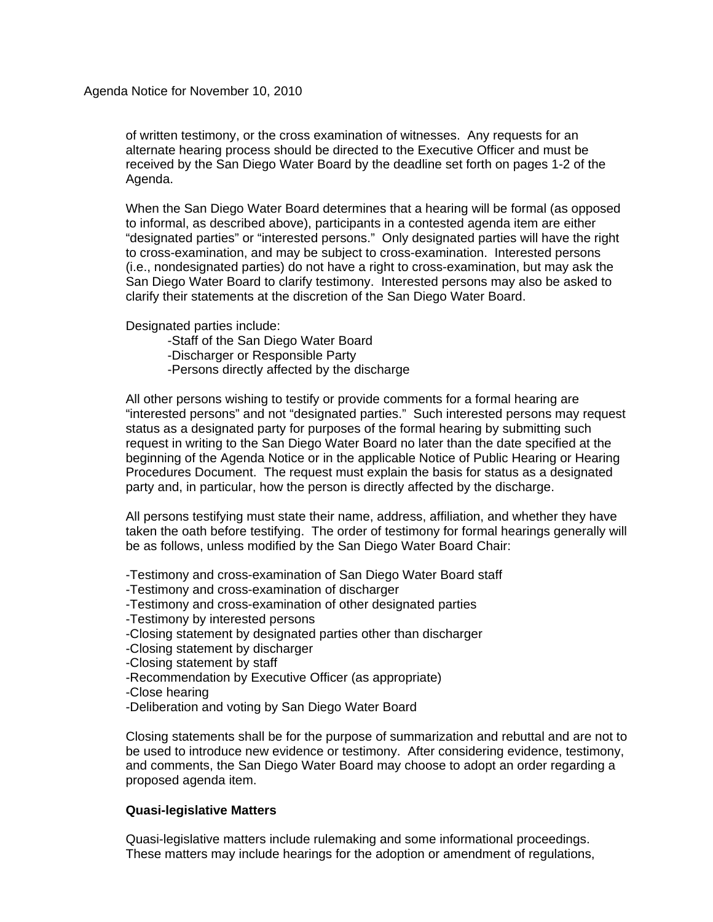of written testimony, or the cross examination of witnesses. Any requests for an alternate hearing process should be directed to the Executive Officer and must be received by the San Diego Water Board by the deadline set forth on pages 1-2 of the Agenda.

When the San Diego Water Board determines that a hearing will be formal (as opposed to informal, as described above), participants in a contested agenda item are either "designated parties" or "interested persons." Only designated parties will have the right to cross-examination, and may be subject to cross-examination. Interested persons (i.e., nondesignated parties) do not have a right to cross-examination, but may ask the San Diego Water Board to clarify testimony. Interested persons may also be asked to clarify their statements at the discretion of the San Diego Water Board.

Designated parties include:

- Staff of the San Diego Water Board
- Discharger or Responsible Party
- Persons directly affected by the discharge

All other persons wishing to testify or provide comments for a formal hearing are "interested persons" and not "designated parties." Such interested persons may request status as a designated party for purposes of the formal hearing by submitting such request in writing to the San Diego Water Board no later than the date specified at the beginning of the Agenda Notice or in the applicable Notice of Public Hearing or Hearing Procedures Document. The request must explain the basis for status as a designated party and, in particular, how the person is directly affected by the discharge.

All persons testifying must state their name, address, affiliation, and whether they have taken the oath before testifying. The order of testimony for formal hearings generally will be as follows, unless modified by the San Diego Water Board Chair:

- Testimony and cross-examination of San Diego Water Board staff
- Testimony and cross-examination of discharger
- Testimony and cross-examination of other designated parties
- Testimony by interested persons
- Closing statement by designated parties other than discharger
- Closing statement by discharger
- Closing statement by staff
- Recommendation by Executive Officer (as appropriate)
- Close hearing
- Deliberation and voting by San Diego Water Board

Closing statements shall be for the purpose of summarization and rebuttal and are not to be used to introduce new evidence or testimony. After considering evidence, testimony, and comments, the San Diego Water Board may choose to adopt an order regarding a proposed agenda item.

**Quasi-legislative Matters**

Quasi-legislative matters include rulemaking and some informational proceedings. These matters may include hearings for the adoption or amendment of regulations,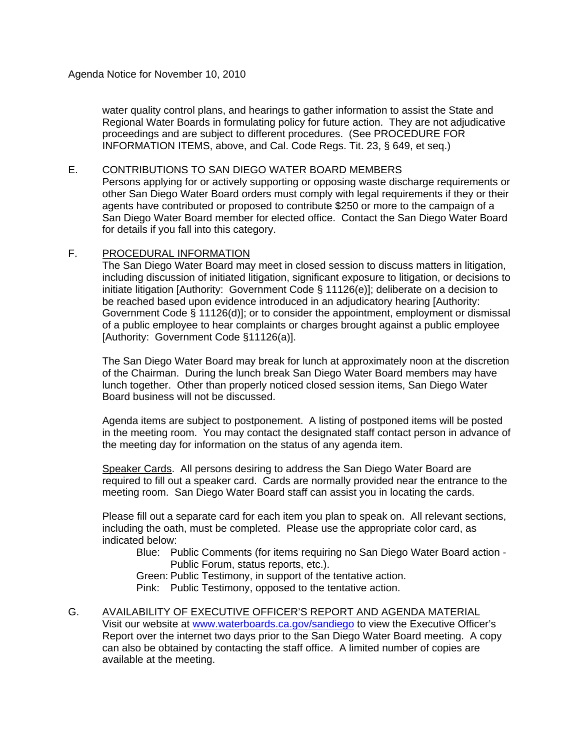water quality control plans, and hearings to gather information to assist the State and Regional Water Boards in formulating policy for future action. They are not adjudicative proceedings and are subject to different procedures. (See PROCEDURE FOR INFORMATION ITEMS, above, and Cal. Code Regs. Tit. 23, § 649, et seq.)

## E. CONTRIBUTIONS TO SAN DIEGO WATER BOARD MEMBERS

Persons applying for or actively supporting or opposing waste discharge requirements or other San Diego Water Board orders must comply with legal requirements if they or their agents have contributed or proposed to contribute $250 or more to the campaign of a San Diego Water Board member for elected office. Contact the San Diego Water Board for details if you fall into this category.

## F. PROCEDURAL INFORMATION

The San Diego Water Board may meet in closed session to discuss matters in litigation, including discussion of initiated litigation, significant exposure to litigation, or decisions to initiate litigation [Authority: Government Code § 11126(e)]; deliberate on a decision to be reached based upon evidence introduced in an adjudicatory hearing [Authority: Government Code § 11126(d)]; or to consider the appointment, employment or dismissal of a public employee to hear complaints or charges brought against a public employee [Authority: Government Code §11126(a)].

The San Diego Water Board may break for lunch at approximately noon at the discretion of the Chairman. During the lunch break San Diego Water Board members may have lunch together. Other than properly noticed closed session items, San Diego Water Board business will not be discussed.

Agenda items are subject to postponement. A listing of postponed items will be posted in the meeting room. You may contact the designated staff contact person in advance of the meeting day for information on the status of any agenda item.

Speaker Cards. All persons desiring to address the San Diego Water Board are required to fill out a speaker card. Cards are normally provided near the entrance to the meeting room. San Diego Water Board staff can assist you in locating the cards.

Please fill out a separate card for each item you plan to speak on. All relevant sections, including the oath, must be completed. Please use the appropriate color card, as indicated below:

- Blue: Public Comments (for items requiring no San Diego Water Board action - Public Forum, status reports, etc.).
- Green: Public Testimony, in support of the tentative action.
- Pink: Public Testimony, opposed to the tentative action.

## G. AVAILABILITY OF EXECUTIVE OFFICER'S REPORT AND AGENDA MATERIAL

Visit our website at www.waterboards.ca.gov/sandiego to view the Executive Officer's Report over the internet two days prior to the San Diego Water Board meeting. A copy can also be obtained by contacting the staff office. A limited number of copies are available at the meeting.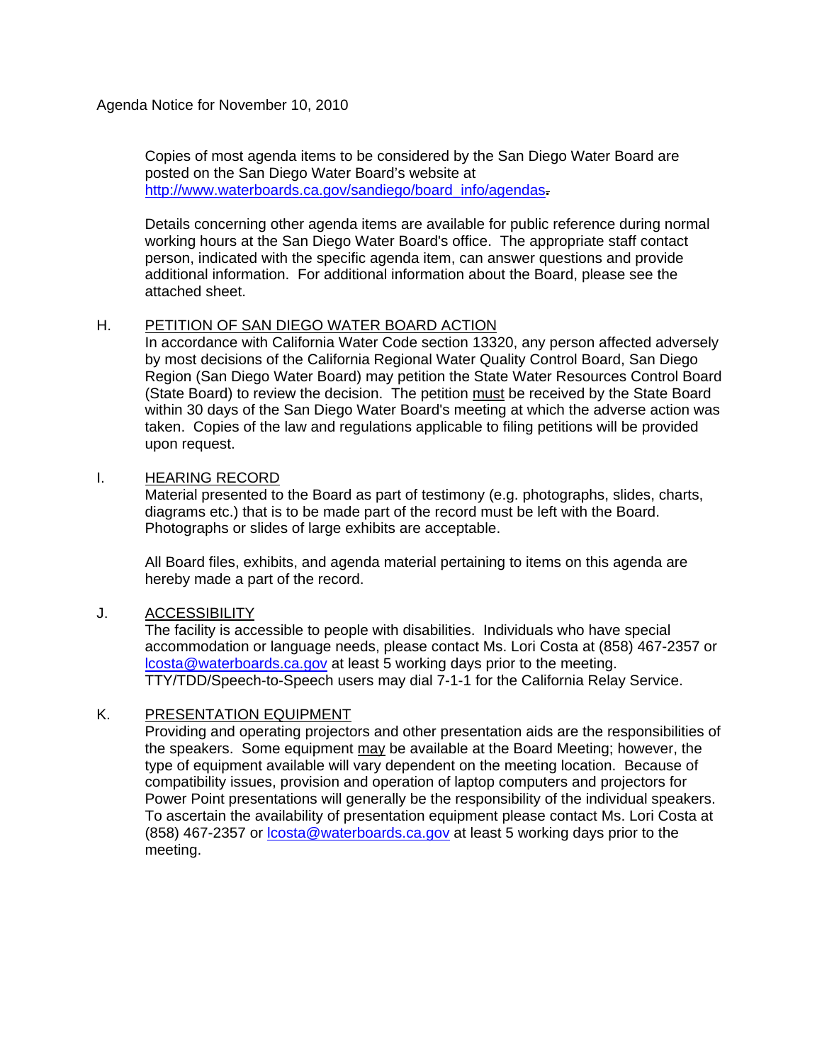Agenda Notice for November 10, 2010

Copies of most agenda items to be considered by the San Diego Water Board are posted on the San Diego Water Board's website at http://www.waterboards.ca.gov/sandiego/board_info/agendas.

Details concerning other agenda items are available for public reference during normal working hours at the San Diego Water Board's office. The appropriate staff contact person, indicated with the specific agenda item, can answer questions and provide additional information. For additional information about the Board, please see the attached sheet.

H. PETITION OF SAN DIEGO WATER BOARD ACTION

In accordance with California Water Code section 13320, any person affected adversely by most decisions of the California Regional Water Quality Control Board, San Diego Region (San Diego Water Board) may petition the State Water Resources Control Board (State Board) to review the decision. The petition must be received by the State Board within 30 days of the San Diego Water Board's meeting at which the adverse action was taken. Copies of the law and regulations applicable to filing petitions will be provided upon request.

I. HEARING RECORD

Material presented to the Board as part of testimony (e.g. photographs, slides, charts, diagrams etc.) that is to be made part of the record must be left with the Board. Photographs or slides of large exhibits are acceptable.

All Board files, exhibits, and agenda material pertaining to items on this agenda are hereby made a part of the record.

J. ACCESSIBILITY

The facility is accessible to people with disabilities. Individuals who have special accommodation or language needs, please contact Ms. Lori Costa at (858) 467-2357 or lcosta@waterboards.ca.gov at least 5 working days prior to the meeting. TTY/TDD/Speech-to-Speech users may dial 7-1-1 for the California Relay Service.

K. PRESENTATION EQUIPMENT

Providing and operating projectors and other presentation aids are the responsibilities of the speakers. Some equipment may be available at the Board Meeting; however, the type of equipment available will vary dependent on the meeting location. Because of compatibility issues, provision and operation of laptop computers and projectors for Power Point presentations will generally be the responsibility of the individual speakers. To ascertain the availability of presentation equipment please contact Ms. Lori Costa at (858) 467-2357 or lcosta@waterboards.ca.gov at least 5 working days prior to the meeting.